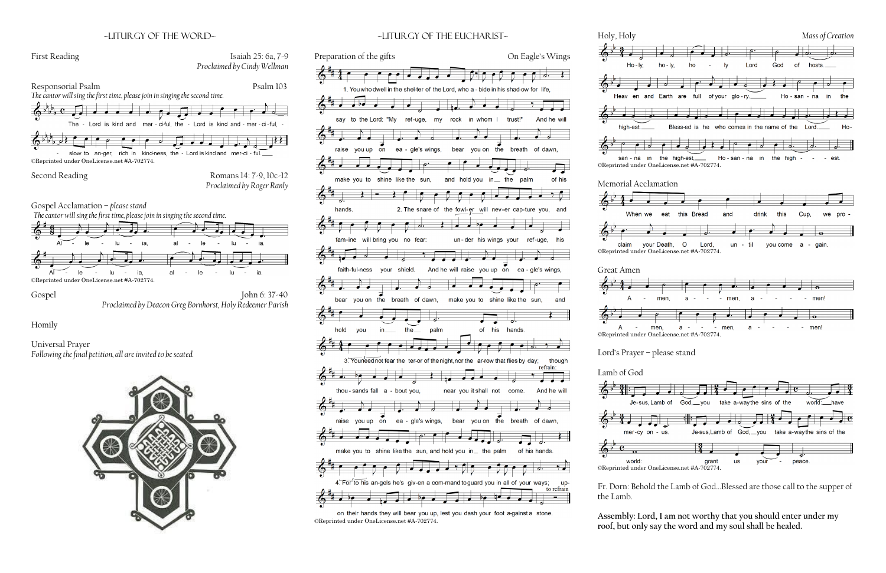## ~LITURGY OF THE WORD~

**First Reading** — Isaiah 25: 6a, 7-9
*Proclaimed by Cindy Wellman*

**Responsorial Psalm** — Psalm 103
*The cantor will sing the first time, please join in singing the second time.*

The Lord is kind and merciful, the Lord is kind and merciful, slow to anger, rich in kindness, the Lord is kind and merciful.

©Reprinted under OneLicense.net #A-702774.

**Second Reading** — Romans 14: 7-9, 10c-12
*Proclaimed by Roger Ranly*

**Gospel Acclamation** – *please stand*
*The cantor will sing the first time, please join in singing the second time.*

Alleluia, alleluia. Alleluia, alleluia.

©Reprinted under OneLicense.net #A-702774.

**Gospel** — John 6: 37-40
*Proclaimed by Deacon Greg Bornhorst, Holy Redeemer Parish*

**Homily**

**Universal Prayer**
*Following the final petition, all are invited to be seated.*

## ~LITURGY OF THE EUCHARIST~

**Preparation of the gifts** — On Eagle's Wings

1. You who dwell in the shelter of the Lord, who abide in his shadow for life, say to the Lord: "My refuge, my rock in whom I trust!" And he will raise you up on eagle's wings, bear you on the breath of dawn, make you to shine like the sun, and hold you in the palm of his hands.

2. The snare of the fowler will never capture you, and famine will bring you no fear: under his wings your refuge, his faithfulness your shield. And he will raise you up on eagle's wings, bear you on the breath of dawn, make you to shine like the sun, and hold you in the palm of his hands.

3. You need not fear the terror of the night, nor the arrow that flies by day; though thousands fall about you, near you it shall not come. *refrain:* And he will raise you up on eagle's wings, bear you on the breath of dawn, make you to shine like the sun, and hold you in the palm of his hands.

4. For to his angels he's given a command to guard you in all of your ways; upon their hands they will bear you up, lest you dash your foot against a stone. *to refrain*

©Reprinted under OneLicense.net #A-702774.

**Holy, Holy** — *Mass of Creation*

Holy, holy, holy Lord God of hosts. Heaven and Earth are full of your glory. Hosanna in the highest. Blessed is he who comes in the name of the Lord. Hosanna in the highest. Hosanna in the highest.

©Reprinted under OneLicense.net #A-702774.

**Memorial Acclamation**

When we eat this Bread and drink this Cup, we proclaim your Death, O Lord, until you come again.

©Reprinted under OneLicense.net #A-702774.

**Great Amen**

Amen, amen, amen! Amen, amen, amen!

©Reprinted under OneLicense.net #A-702774.

**Lord's Prayer** – please stand

**Lamb of God**

Jesus, Lamb of God, you take away the sins of the world: have mercy on us. Jesus, Lamb of God, you take away the sins of the world: grant us your peace.

©Reprinted under OneLicense.net #A-702774.

Fr. Dorn: Behold the Lamb of God…Blessed are those call to the supper of the Lamb.

**Assembly: Lord, I am not worthy that you should enter under my roof, but only say the word and my soul shall be healed.**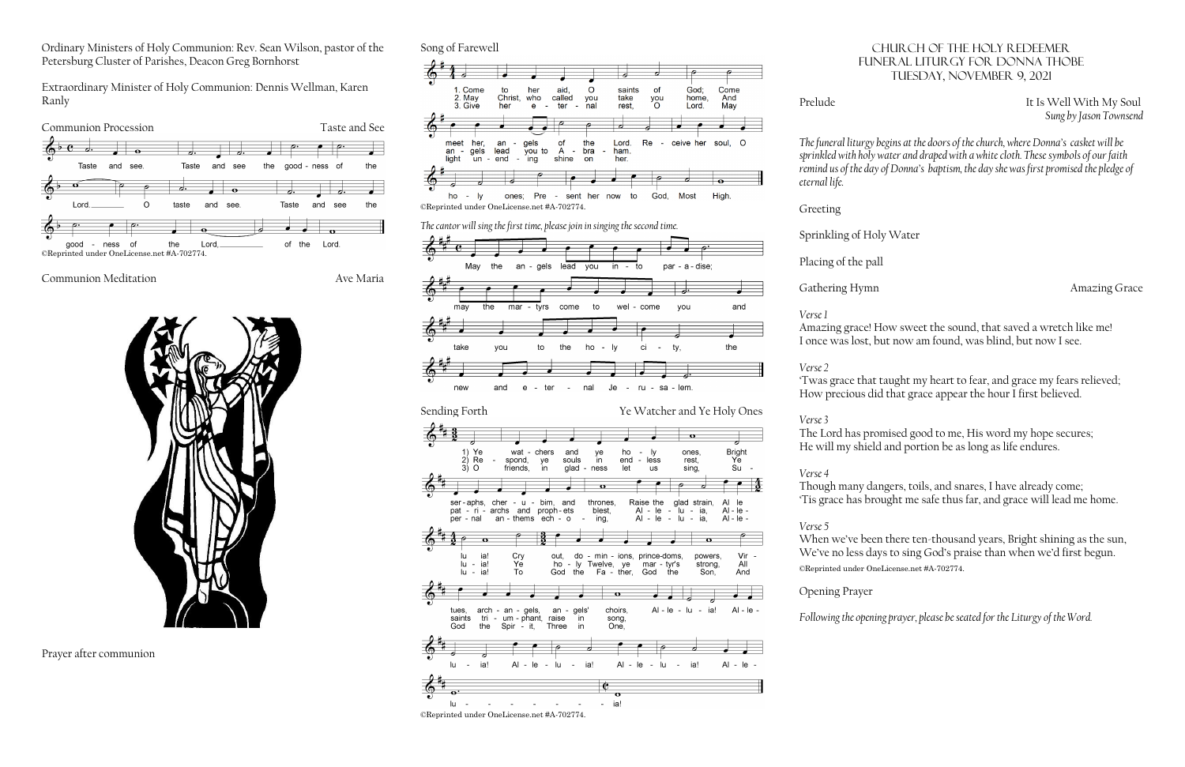Ordinary Ministers of Holy Communion: Rev. Sean Wilson, pastor of the Petersburg Cluster of Parishes, Deacon Greg Bornhorst

Extraordinary Minister of Holy Communion: Dennis Wellman, Karen Ranly

Communion Procession — Taste and See

Taste and see. Taste and see the good - ness of the Lord. O taste and see. Taste and see the good - ness of the Lord, of the Lord.

©Reprinted under OneLicense.net #A-702774.

Communion Meditation — Ave Maria

Prayer after communion

Song of Farewell

1. Come to her aid, O saints of God; Come meet her, an - gels of the Lord. Re - ceive her soul, O ho - ly ones; Pre - sent her now to God, Most High.
2. May Christ, who called you take you home, And an - gels lead you to A - bra - ham.
3. Give her e - ter - nal rest, O Lord. May light un - end - ing shine on her.

©Reprinted under OneLicense.net #A-702774.

*The cantor will sing the first time, please join in singing the second time.*

May the an - gels lead you in - to par - a - dise; may the mar - tyrs come to wel - come you and take you to the ho - ly ci - ty, the new and e - ter - nal Je - ru - sa - lem.

Sending Forth — Ye Watcher and Ye Holy Ones

1) Ye wat - chers and ye ho - ly ones, Bright ser - aphs, cher - u - bim, and thrones, Raise the glad strain, Al - le - lu - ia! Cry out, do - min - ions, prince-doms, powers, Vir - tues, arch - an - gels, an - gels' choirs, Al - le - lu - ia! Al - le - lu - ia! Al - le - lu - ia! Al - le - lu - ia!
2) Re - spond, ye souls in end - less rest, Ye pat - ri - archs and proph - ets blest, Al - le - lu - ia, Al - le - lu - ia! Ye ho - ly Twelve, ye mar - tyr's strong, All saints tri - um - phant, raise in song,
3) O friends, in glad - ness let us sing, Su - per - nal an - thems ech - o - ing, Al - le - lu - ia, Al - le - lu - ia! To God the Fa - ther, God the Son, And God the Spir - it, Three in One,

©Reprinted under OneLicense.net #A-702774.

# Church of the Holy Redeemer
## Funeral Liturgy for Donna Thobe
### Tuesday, November 9, 2021

Prelude — It Is Well With My Soul
*Sung by Jason Townsend*

*The funeral liturgy begins at the doors of the church, where Donna's casket will be sprinkled with holy water and draped with a white cloth. These symbols of our faith remind us of the day of Donna's baptism, the day she was first promised the pledge of eternal life.*

Greeting

Sprinkling of Holy Water

Placing of the pall

Gathering Hymn — Amazing Grace

*Verse 1*
Amazing grace! How sweet the sound, that saved a wretch like me!
I once was lost, but now am found, was blind, but now I see.

*Verse 2*
'Twas grace that taught my heart to fear, and grace my fears relieved;
How precious did that grace appear the hour I first believed.

*Verse 3*
The Lord has promised good to me, His word my hope secures;
He will my shield and portion be as long as life endures.

*Verse 4*
Though many dangers, toils, and snares, I have already come;
'Tis grace has brought me safe thus far, and grace will lead me home.

*Verse 5*
When we've been there ten-thousand years, Bright shining as the sun,
We've no less days to sing God's praise than when we'd first begun.

©Reprinted under OneLicense.net #A-702774.

Opening Prayer

*Following the opening prayer, please be seated for the Liturgy of the Word.*